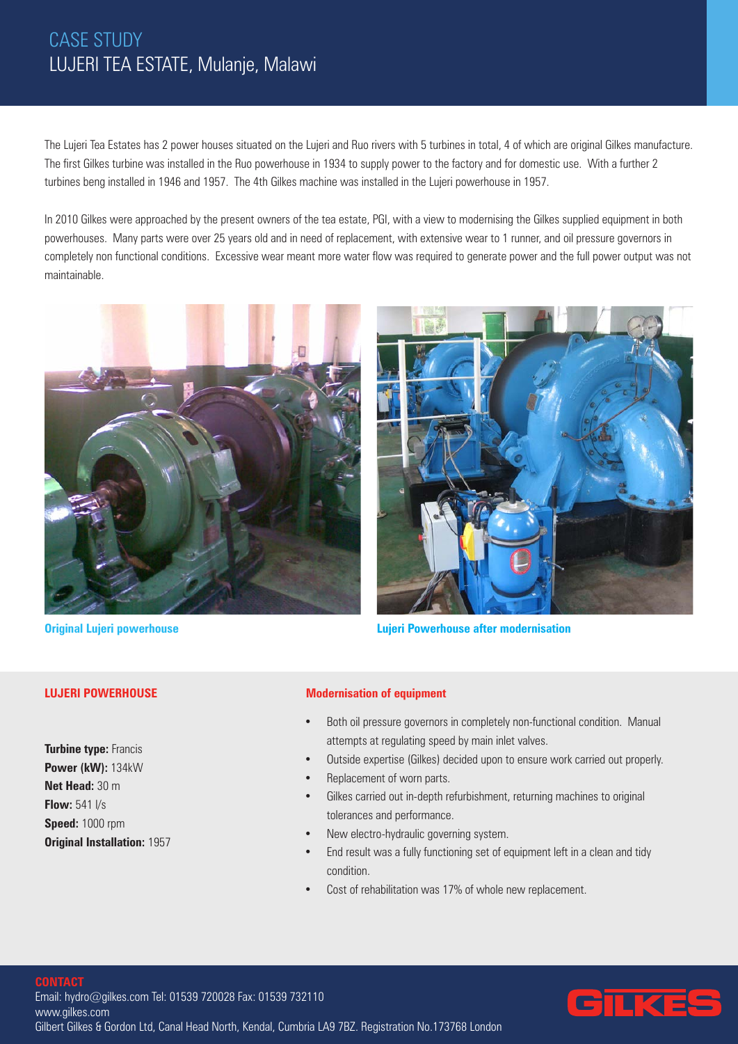# CASE STUDY
## LUJERI TEA ESTATE, Mulanje, Malawi

The Lujeri Tea Estates has 2 power houses situated on the Lujeri and Ruo rivers with 5 turbines in total, 4 of which are original Gilkes manufacture. The first Gilkes turbine was installed in the Ruo powerhouse in 1934 to supply power to the factory and for domestic use. With a further 2 turbines beng installed in 1946 and 1957. The 4th Gilkes machine was installed in the Lujeri powerhouse in 1957.

In 2010 Gilkes were approached by the present owners of the tea estate, PGI, with a view to modernising the Gilkes supplied equipment in both powerhouses. Many parts were over 25 years old and in need of replacement, with extensive wear to 1 runner, and oil pressure governors in completely non functional conditions. Excessive wear meant more water flow was required to generate power and the full power output was not maintainable.

**Original Lujeri powerhouse**

**Lujeri Powerhouse after modernisation**

### LUJERI POWERHOUSE

**Turbine type:** Francis
**Power (kW):** 134kW
**Net Head:** 30 m
**Flow:** 541 l/s
**Speed:** 1000 rpm
**Original Installation:** 1957

### Modernisation of equipment

- Both oil pressure governors in completely non-functional condition. Manual attempts at regulating speed by main inlet valves.
- Outside expertise (Gilkes) decided upon to ensure work carried out properly.
- Replacement of worn parts.
- Gilkes carried out in-depth refurbishment, returning machines to original tolerances and performance.
- New electro-hydraulic governing system.
- End result was a fully functioning set of equipment left in a clean and tidy condition.
- Cost of rehabilitation was 17% of whole new replacement.

**CONTACT**

Email: hydro@gilkes.com Tel: 01539 720028 Fax: 01539 732110
www.gilkes.com
Gilbert Gilkes & Gordon Ltd, Canal Head North, Kendal, Cumbria LA9 7BZ. Registration No.173768 London

GILKES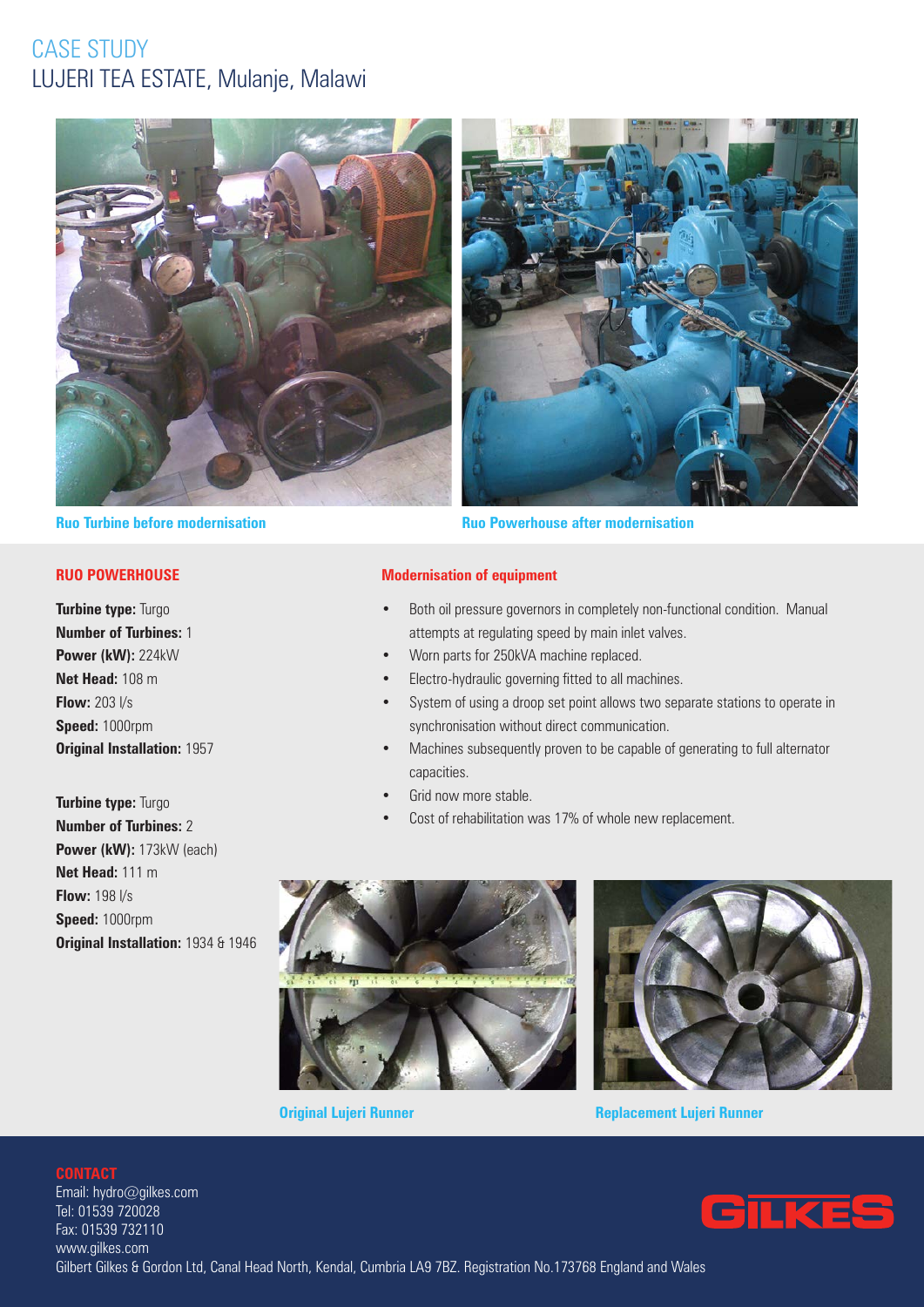# CASE STUDY
## LUJERI TEA ESTATE, Mulanje, Malawi

Ruo Turbine before modernisation

Ruo Powerhouse after modernisation

### RUO POWERHOUSE

**Turbine type:** Turgo
**Number of Turbines:** 1
**Power (kW):** 224kW
**Net Head:** 108 m
**Flow:** 203 l/s
**Speed:** 1000rpm
**Original Installation:** 1957

**Turbine type:** Turgo
**Number of Turbines:** 2
**Power (kW):** 173kW (each)
**Net Head:** 111 m
**Flow:** 198 l/s
**Speed:** 1000rpm
**Original Installation:** 1934 & 1946

### Modernisation of equipment

- Both oil pressure governors in completely non-functional condition. Manual attempts at regulating speed by main inlet valves.
- Worn parts for 250kVA machine replaced.
- Electro-hydraulic governing fitted to all machines.
- System of using a droop set point allows two separate stations to operate in synchronisation without direct communication.
- Machines subsequently proven to be capable of generating to full alternator capacities.
- Grid now more stable.
- Cost of rehabilitation was 17% of whole new replacement.

Original Lujeri Runner

Replacement Lujeri Runner

### CONTACT

Email: hydro@gilkes.com
Tel: 01539 720028
Fax: 01539 732110
www.gilkes.com
Gilbert Gilkes & Gordon Ltd, Canal Head North, Kendal, Cumbria LA9 7BZ. Registration No.173768 England and Wales